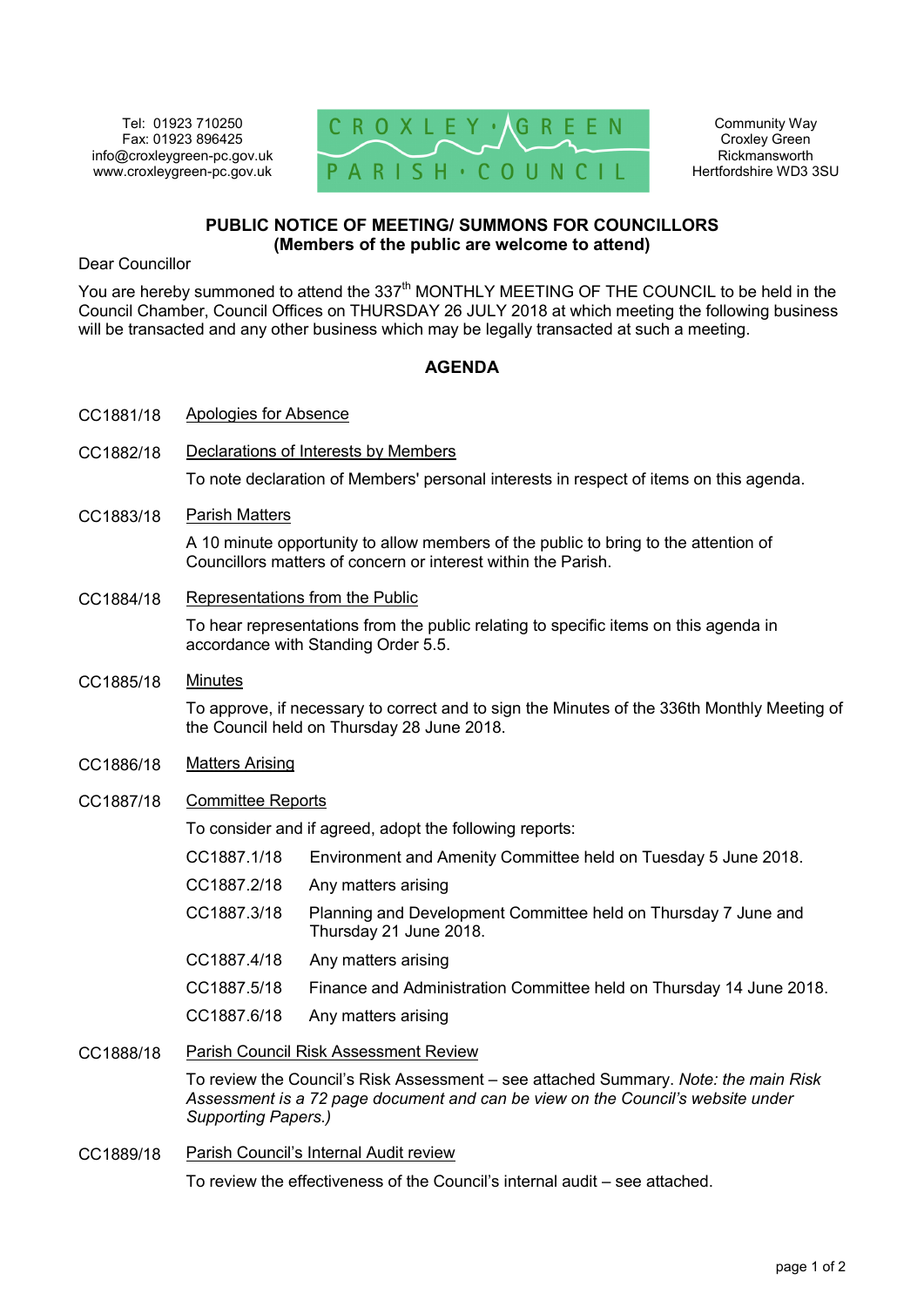Tel: 01923 710250
Fax: 01923 896425
info@croxleygreen-pc.gov.uk
www.croxleygreen-pc.gov.uk

CROXLEY · GREEN
PARISH · COUNCIL

Community Way
Croxley Green
Rickmansworth
Hertfordshire WD3 3SU

## PUBLIC NOTICE OF MEETING/ SUMMONS FOR COUNCILLORS
## (Members of the public are welcome to attend)

Dear Councillor

You are hereby summoned to attend the 337th MONTHLY MEETING OF THE COUNCIL to be held in the Council Chamber, Council Offices on THURSDAY 26 JULY 2018 at which meeting the following business will be transacted and any other business which may be legally transacted at such a meeting.

### AGENDA

**CC1881/18** Apologies for Absence

**CC1882/18** Declarations of Interests by Members

To note declaration of Members' personal interests in respect of items on this agenda.

**CC1883/18** Parish Matters

A 10 minute opportunity to allow members of the public to bring to the attention of Councillors matters of concern or interest within the Parish.

**CC1884/18** Representations from the Public

To hear representations from the public relating to specific items on this agenda in accordance with Standing Order 5.5.

**CC1885/18** Minutes

To approve, if necessary to correct and to sign the Minutes of the 336th Monthly Meeting of the Council held on Thursday 28 June 2018.

**CC1886/18** Matters Arising

**CC1887/18** Committee Reports

To consider and if agreed, adopt the following reports:

- CC1887.1/18 Environment and Amenity Committee held on Tuesday 5 June 2018.
- CC1887.2/18 Any matters arising
- CC1887.3/18 Planning and Development Committee held on Thursday 7 June and Thursday 21 June 2018.
- CC1887.4/18 Any matters arising
- CC1887.5/18 Finance and Administration Committee held on Thursday 14 June 2018.
- CC1887.6/18 Any matters arising

**CC1888/18** Parish Council Risk Assessment Review

To review the Council's Risk Assessment – see attached Summary. *Note: the main Risk Assessment is a 72 page document and can be view on the Council's website under Supporting Papers.)*

**CC1889/18** Parish Council's Internal Audit review

To review the effectiveness of the Council's internal audit – see attached.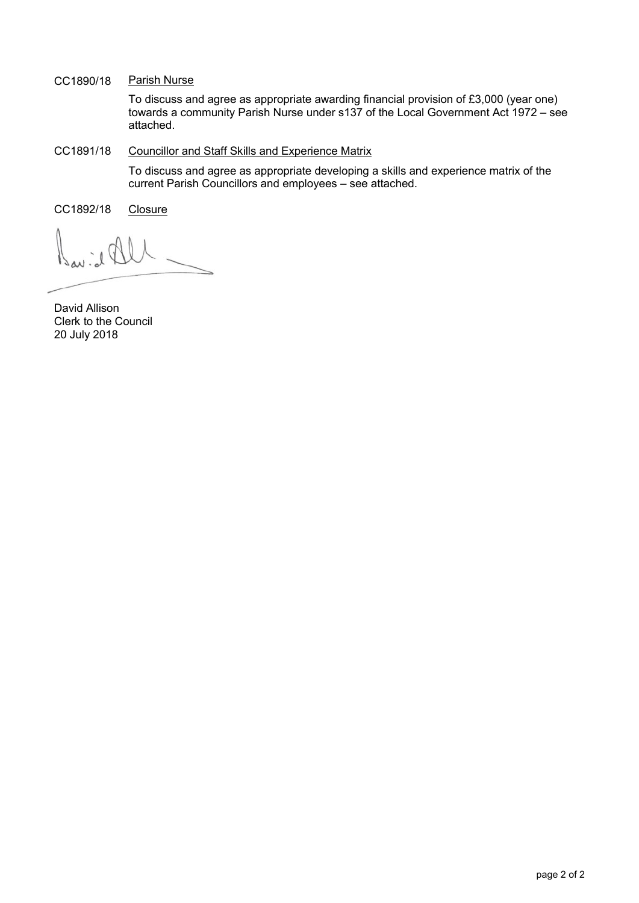CC1890/18 <u>Parish Nurse</u>

To discuss and agree as appropriate awarding financial provision of £3,000 (year one) towards a community Parish Nurse under s137 of the Local Government Act 1972 – see attached.

CC1891/18 <u>Councillor and Staff Skills and Experience Matrix</u>

To discuss and agree as appropriate developing a skills and experience matrix of the current Parish Councillors and employees – see attached.

CC1892/18 <u>Closure</u>

David Allison
Clerk to the Council
20 July 2018